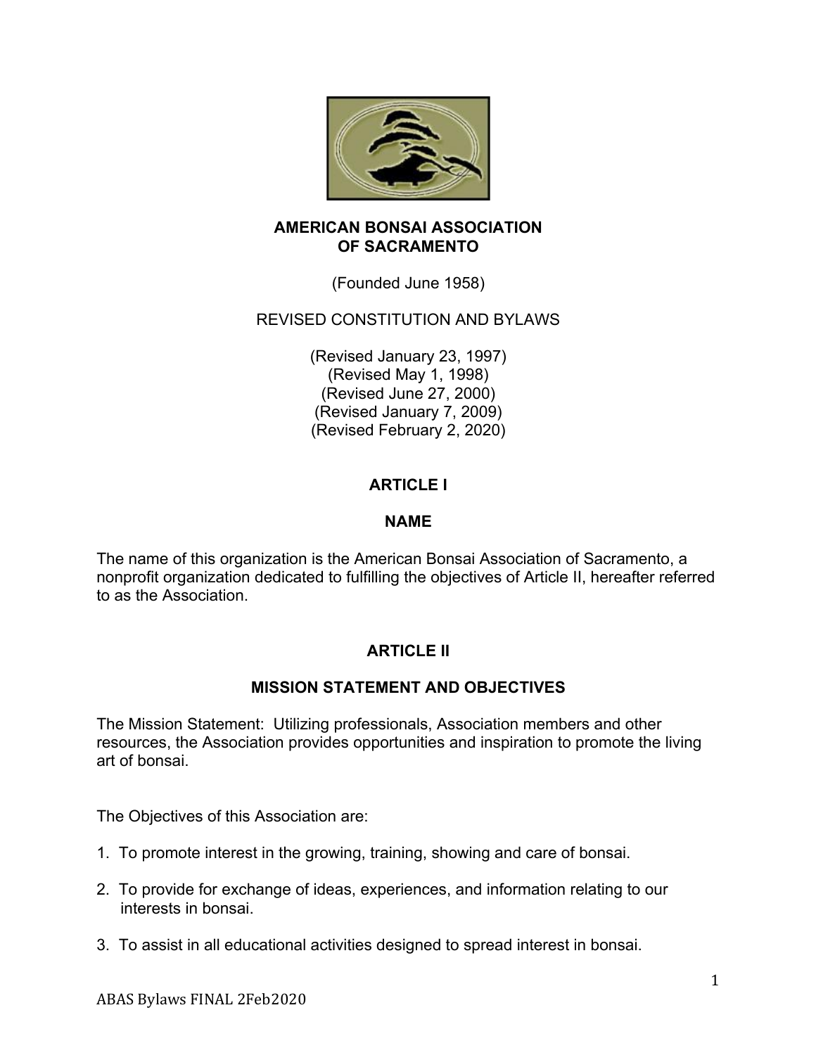# AMERICAN BONSAI ASSOCIATION OF SACRAMENTO

(Founded June 1958)

REVISED CONSTITUTION AND BYLAWS

(Revised January 23, 1997)
(Revised May 1, 1998)
(Revised June 27, 2000)
(Revised January 7, 2009)
(Revised February 2, 2020)

## ARTICLE I

## NAME

The name of this organization is the American Bonsai Association of Sacramento, a nonprofit organization dedicated to fulfilling the objectives of Article II, hereafter referred to as the Association.

## ARTICLE II

## MISSION STATEMENT AND OBJECTIVES

The Mission Statement: Utilizing professionals, Association members and other resources, the Association provides opportunities and inspiration to promote the living art of bonsai.

The Objectives of this Association are:

1. To promote interest in the growing, training, showing and care of bonsai.
2. To provide for exchange of ideas, experiences, and information relating to our interests in bonsai.
3. To assist in all educational activities designed to spread interest in bonsai.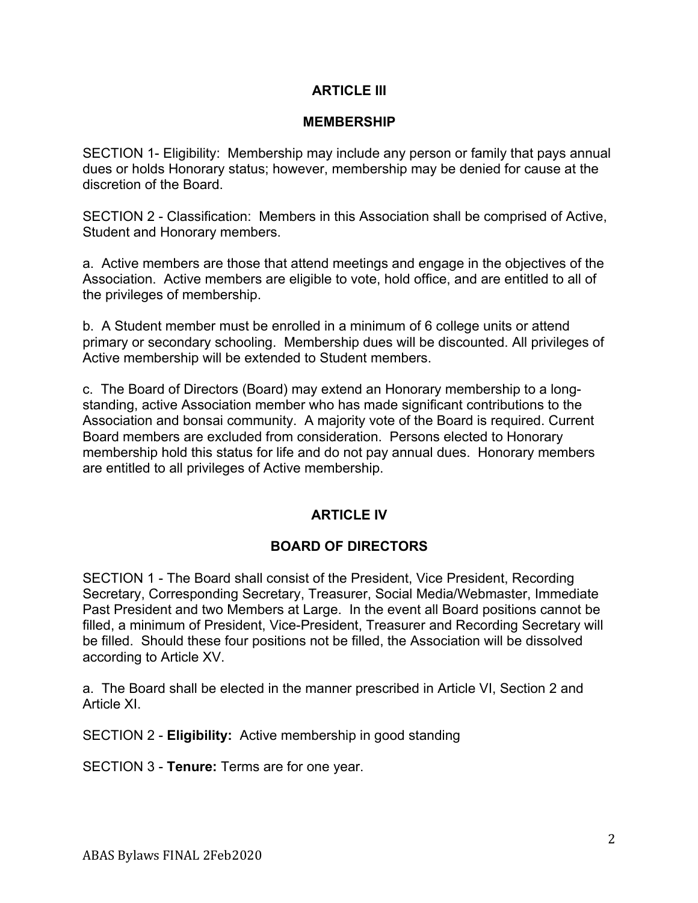## ARTICLE III

## MEMBERSHIP

SECTION 1- Eligibility: Membership may include any person or family that pays annual dues or holds Honorary status; however, membership may be denied for cause at the discretion of the Board.

SECTION 2 - Classification: Members in this Association shall be comprised of Active, Student and Honorary members.

a. Active members are those that attend meetings and engage in the objectives of the Association. Active members are eligible to vote, hold office, and are entitled to all of the privileges of membership.

b. A Student member must be enrolled in a minimum of 6 college units or attend primary or secondary schooling. Membership dues will be discounted. All privileges of Active membership will be extended to Student members.

c. The Board of Directors (Board) may extend an Honorary membership to a long-standing, active Association member who has made significant contributions to the Association and bonsai community. A majority vote of the Board is required. Current Board members are excluded from consideration. Persons elected to Honorary membership hold this status for life and do not pay annual dues. Honorary members are entitled to all privileges of Active membership.

## ARTICLE IV

## BOARD OF DIRECTORS

SECTION 1 - The Board shall consist of the President, Vice President, Recording Secretary, Corresponding Secretary, Treasurer, Social Media/Webmaster, Immediate Past President and two Members at Large. In the event all Board positions cannot be filled, a minimum of President, Vice-President, Treasurer and Recording Secretary will be filled. Should these four positions not be filled, the Association will be dissolved according to Article XV.

a. The Board shall be elected in the manner prescribed in Article VI, Section 2 and Article XI.

SECTION 2 - **Eligibility:** Active membership in good standing

SECTION 3 - **Tenure:** Terms are for one year.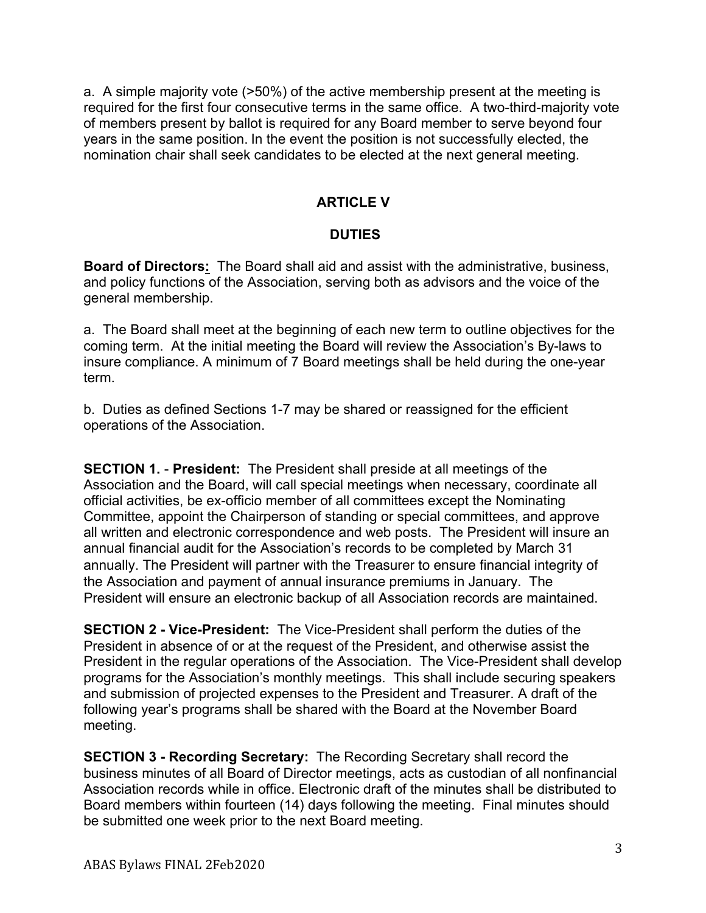a. A simple majority vote (>50%) of the active membership present at the meeting is required for the first four consecutive terms in the same office. A two-third-majority vote of members present by ballot is required for any Board member to serve beyond four years in the same position. In the event the position is not successfully elected, the nomination chair shall seek candidates to be elected at the next general meeting.

## ARTICLE V

## DUTIES

**Board of Directors:** The Board shall aid and assist with the administrative, business, and policy functions of the Association, serving both as advisors and the voice of the general membership.

a. The Board shall meet at the beginning of each new term to outline objectives for the coming term. At the initial meeting the Board will review the Association's By-laws to insure compliance. A minimum of 7 Board meetings shall be held during the one-year term.

b. Duties as defined Sections 1-7 may be shared or reassigned for the efficient operations of the Association.

**SECTION 1.** - **President:** The President shall preside at all meetings of the Association and the Board, will call special meetings when necessary, coordinate all official activities, be ex-officio member of all committees except the Nominating Committee, appoint the Chairperson of standing or special committees, and approve all written and electronic correspondence and web posts. The President will insure an annual financial audit for the Association's records to be completed by March 31 annually. The President will partner with the Treasurer to ensure financial integrity of the Association and payment of annual insurance premiums in January. The President will ensure an electronic backup of all Association records are maintained.

**SECTION 2 - Vice-President:** The Vice-President shall perform the duties of the President in absence of or at the request of the President, and otherwise assist the President in the regular operations of the Association. The Vice-President shall develop programs for the Association's monthly meetings. This shall include securing speakers and submission of projected expenses to the President and Treasurer. A draft of the following year's programs shall be shared with the Board at the November Board meeting.

**SECTION 3 - Recording Secretary:** The Recording Secretary shall record the business minutes of all Board of Director meetings, acts as custodian of all nonfinancial Association records while in office. Electronic draft of the minutes shall be distributed to Board members within fourteen (14) days following the meeting. Final minutes should be submitted one week prior to the next Board meeting.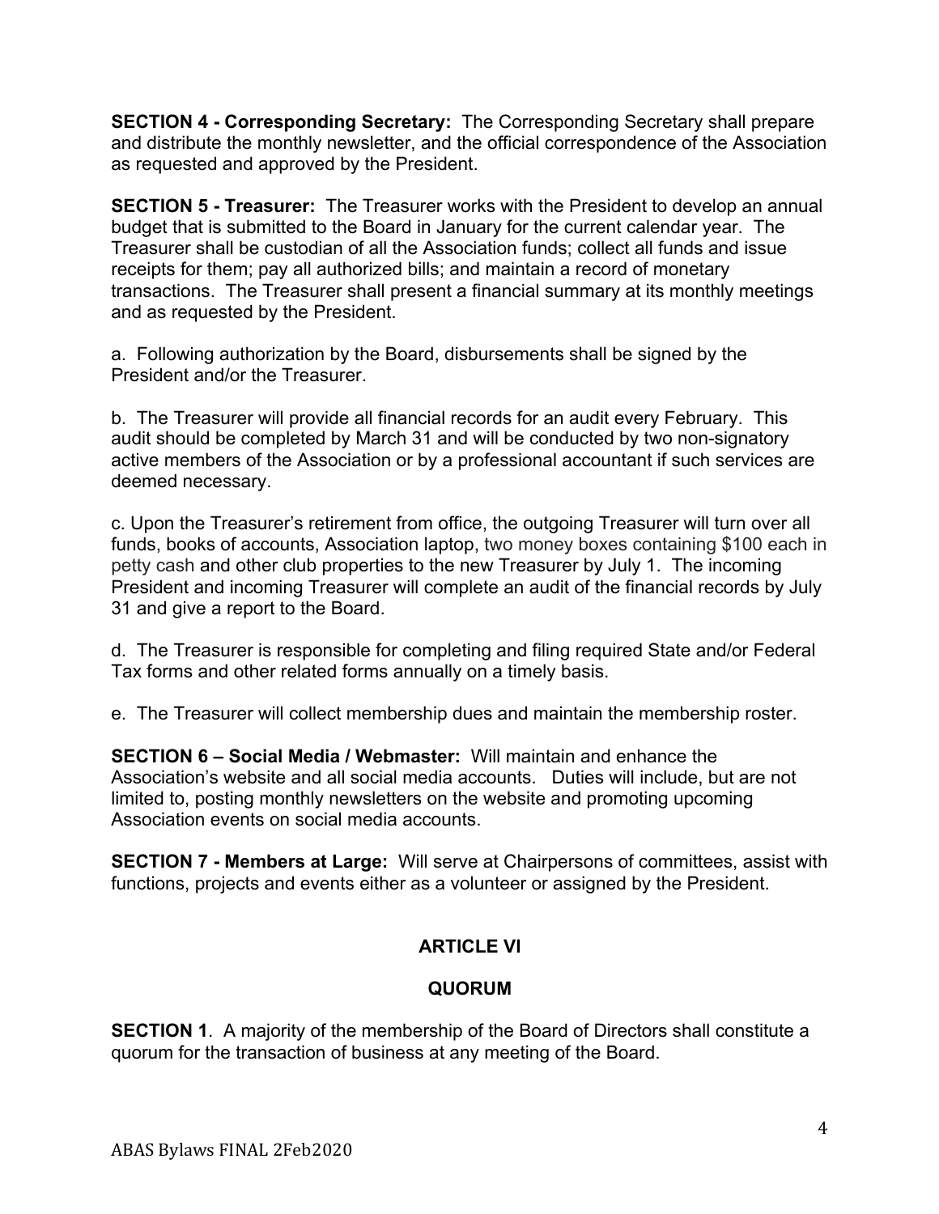**SECTION 4 - Corresponding Secretary:** The Corresponding Secretary shall prepare and distribute the monthly newsletter, and the official correspondence of the Association as requested and approved by the President.

**SECTION 5 - Treasurer:** The Treasurer works with the President to develop an annual budget that is submitted to the Board in January for the current calendar year. The Treasurer shall be custodian of all the Association funds; collect all funds and issue receipts for them; pay all authorized bills; and maintain a record of monetary transactions. The Treasurer shall present a financial summary at its monthly meetings and as requested by the President.

a. Following authorization by the Board, disbursements shall be signed by the President and/or the Treasurer.

b. The Treasurer will provide all financial records for an audit every February. This audit should be completed by March 31 and will be conducted by two non-signatory active members of the Association or by a professional accountant if such services are deemed necessary.

c. Upon the Treasurer's retirement from office, the outgoing Treasurer will turn over all funds, books of accounts, Association laptop, two money boxes containing $100 each in petty cash and other club properties to the new Treasurer by July 1. The incoming President and incoming Treasurer will complete an audit of the financial records by July 31 and give a report to the Board.

d. The Treasurer is responsible for completing and filing required State and/or Federal Tax forms and other related forms annually on a timely basis.

e. The Treasurer will collect membership dues and maintain the membership roster.

**SECTION 6 – Social Media / Webmaster:** Will maintain and enhance the Association's website and all social media accounts. Duties will include, but are not limited to, posting monthly newsletters on the website and promoting upcoming Association events on social media accounts.

**SECTION 7 - Members at Large:** Will serve at Chairpersons of committees, assist with functions, projects and events either as a volunteer or assigned by the President.

## ARTICLE VI

## QUORUM

**SECTION 1**. A majority of the membership of the Board of Directors shall constitute a quorum for the transaction of business at any meeting of the Board.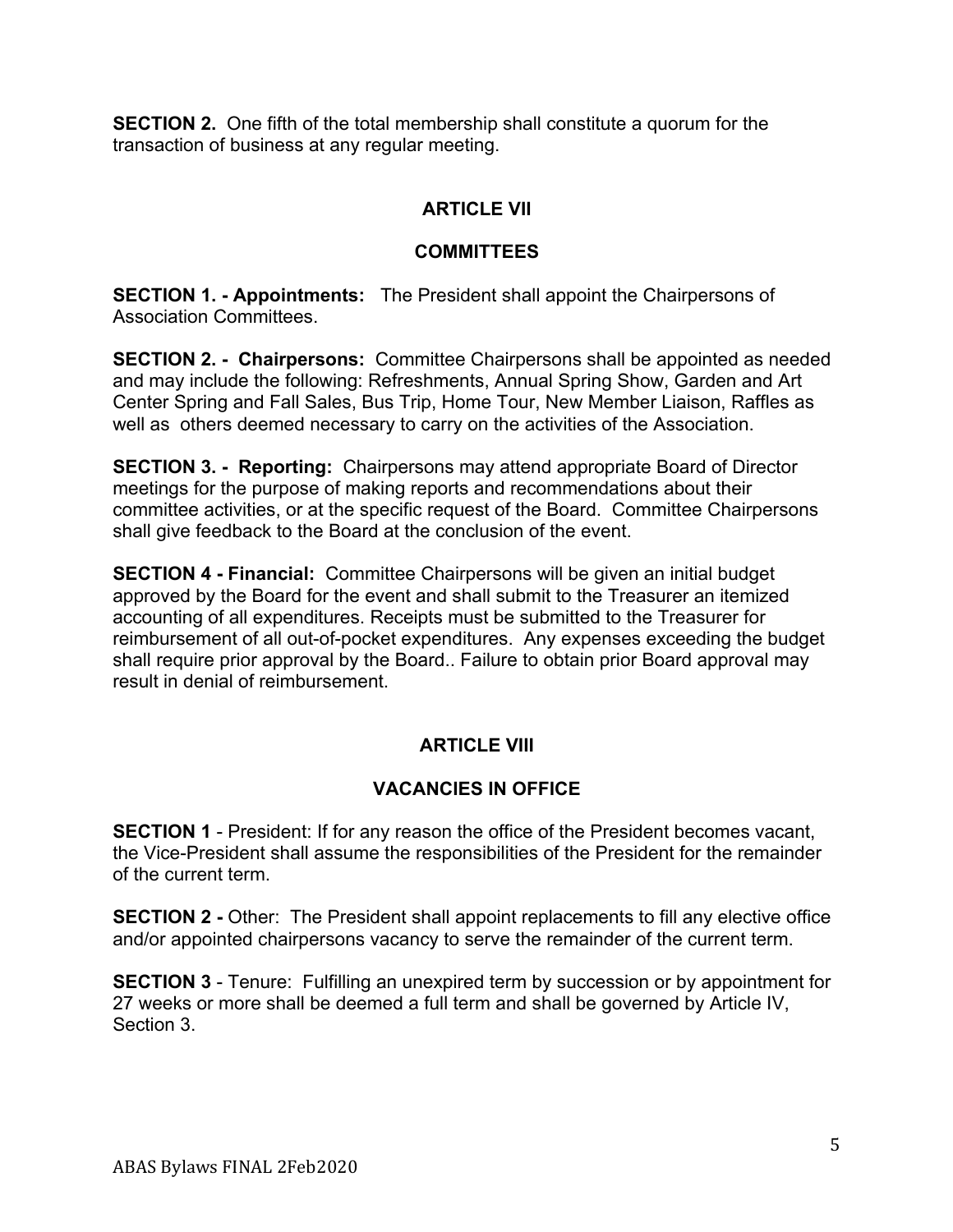**SECTION 2.** One fifth of the total membership shall constitute a quorum for the transaction of business at any regular meeting.

## ARTICLE VII

## COMMITTEES

**SECTION 1. - Appointments:** The President shall appoint the Chairpersons of Association Committees.

**SECTION 2. - Chairpersons:** Committee Chairpersons shall be appointed as needed and may include the following: Refreshments, Annual Spring Show, Garden and Art Center Spring and Fall Sales, Bus Trip, Home Tour, New Member Liaison, Raffles as well as others deemed necessary to carry on the activities of the Association.

**SECTION 3. - Reporting:** Chairpersons may attend appropriate Board of Director meetings for the purpose of making reports and recommendations about their committee activities, or at the specific request of the Board. Committee Chairpersons shall give feedback to the Board at the conclusion of the event.

**SECTION 4 - Financial:** Committee Chairpersons will be given an initial budget approved by the Board for the event and shall submit to the Treasurer an itemized accounting of all expenditures. Receipts must be submitted to the Treasurer for reimbursement of all out-of-pocket expenditures. Any expenses exceeding the budget shall require prior approval by the Board.. Failure to obtain prior Board approval may result in denial of reimbursement.

## ARTICLE VIII

## VACANCIES IN OFFICE

**SECTION 1** - President: If for any reason the office of the President becomes vacant, the Vice-President shall assume the responsibilities of the President for the remainder of the current term.

**SECTION 2 -** Other: The President shall appoint replacements to fill any elective office and/or appointed chairpersons vacancy to serve the remainder of the current term.

**SECTION 3** - Tenure: Fulfilling an unexpired term by succession or by appointment for 27 weeks or more shall be deemed a full term and shall be governed by Article IV, Section 3.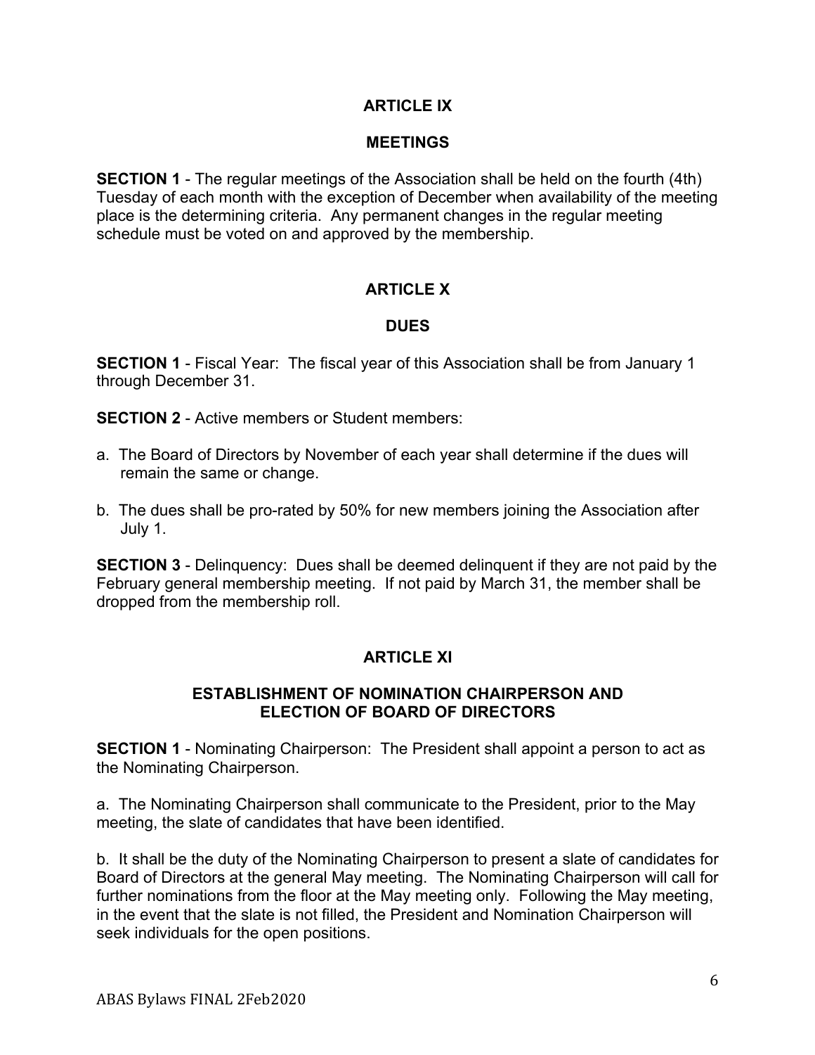## ARTICLE IX

## MEETINGS

**SECTION 1** - The regular meetings of the Association shall be held on the fourth (4th) Tuesday of each month with the exception of December when availability of the meeting place is the determining criteria. Any permanent changes in the regular meeting schedule must be voted on and approved by the membership.

## ARTICLE X

## DUES

**SECTION 1** - Fiscal Year: The fiscal year of this Association shall be from January 1 through December 31.

**SECTION 2** - Active members or Student members:

a. The Board of Directors by November of each year shall determine if the dues will remain the same or change.

b. The dues shall be pro-rated by 50% for new members joining the Association after July 1.

**SECTION 3** - Delinquency: Dues shall be deemed delinquent if they are not paid by the February general membership meeting. If not paid by March 31, the member shall be dropped from the membership roll.

## ARTICLE XI

## ESTABLISHMENT OF NOMINATION CHAIRPERSON AND ELECTION OF BOARD OF DIRECTORS

**SECTION 1** - Nominating Chairperson: The President shall appoint a person to act as the Nominating Chairperson.

a. The Nominating Chairperson shall communicate to the President, prior to the May meeting, the slate of candidates that have been identified.

b. It shall be the duty of the Nominating Chairperson to present a slate of candidates for Board of Directors at the general May meeting. The Nominating Chairperson will call for further nominations from the floor at the May meeting only. Following the May meeting, in the event that the slate is not filled, the President and Nomination Chairperson will seek individuals for the open positions.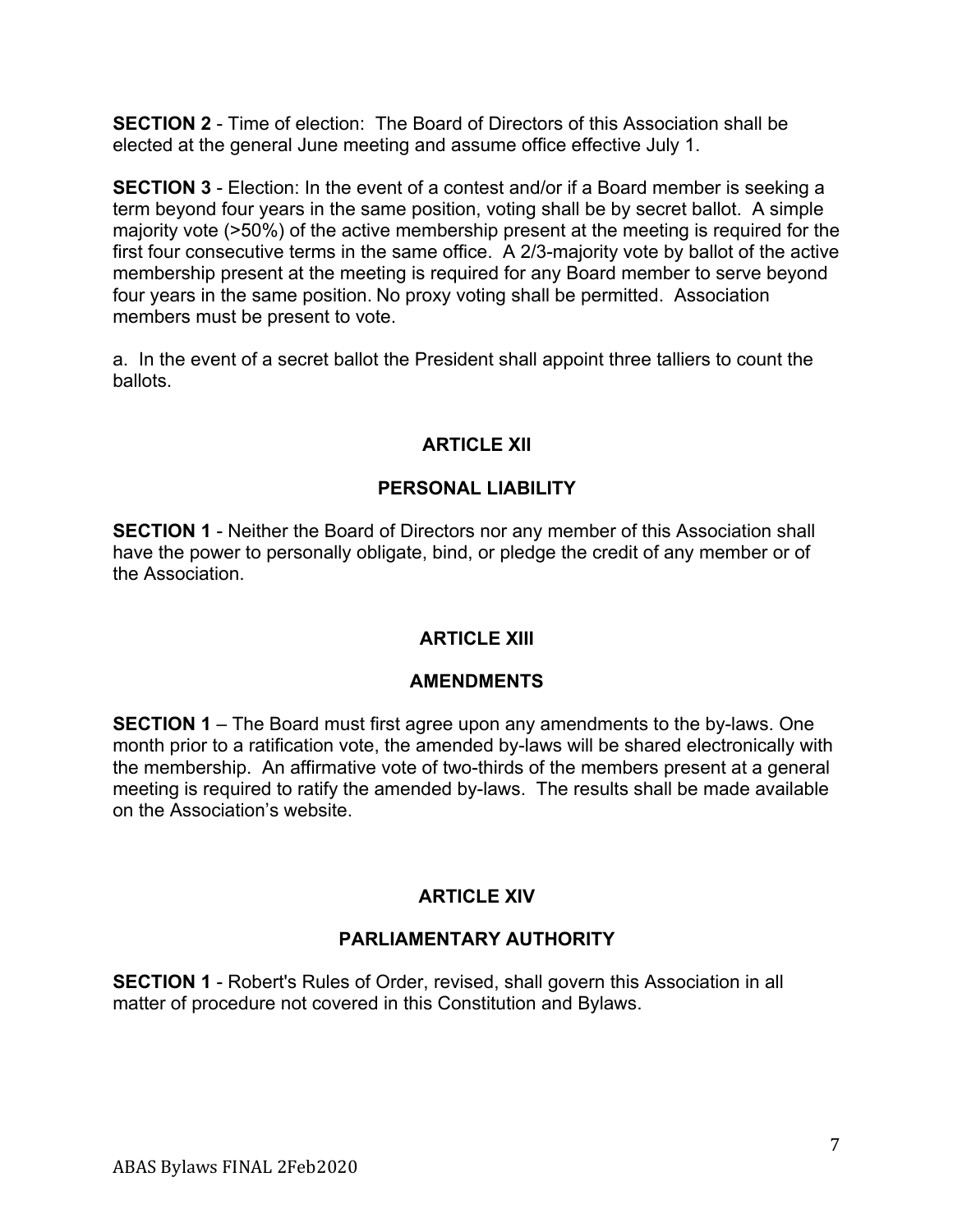**SECTION 2** - Time of election: The Board of Directors of this Association shall be elected at the general June meeting and assume office effective July 1.

**SECTION 3** - Election: In the event of a contest and/or if a Board member is seeking a term beyond four years in the same position, voting shall be by secret ballot. A simple majority vote (>50%) of the active membership present at the meeting is required for the first four consecutive terms in the same office. A 2/3-majority vote by ballot of the active membership present at the meeting is required for any Board member to serve beyond four years in the same position. No proxy voting shall be permitted. Association members must be present to vote.

a. In the event of a secret ballot the President shall appoint three talliers to count the ballots.

## ARTICLE XII

## PERSONAL LIABILITY

**SECTION 1** - Neither the Board of Directors nor any member of this Association shall have the power to personally obligate, bind, or pledge the credit of any member or of the Association.

## ARTICLE XIII

## AMENDMENTS

**SECTION 1** – The Board must first agree upon any amendments to the by-laws. One month prior to a ratification vote, the amended by-laws will be shared electronically with the membership. An affirmative vote of two-thirds of the members present at a general meeting is required to ratify the amended by-laws. The results shall be made available on the Association's website.

## ARTICLE XIV

## PARLIAMENTARY AUTHORITY

**SECTION 1** - Robert's Rules of Order, revised, shall govern this Association in all matter of procedure not covered in this Constitution and Bylaws.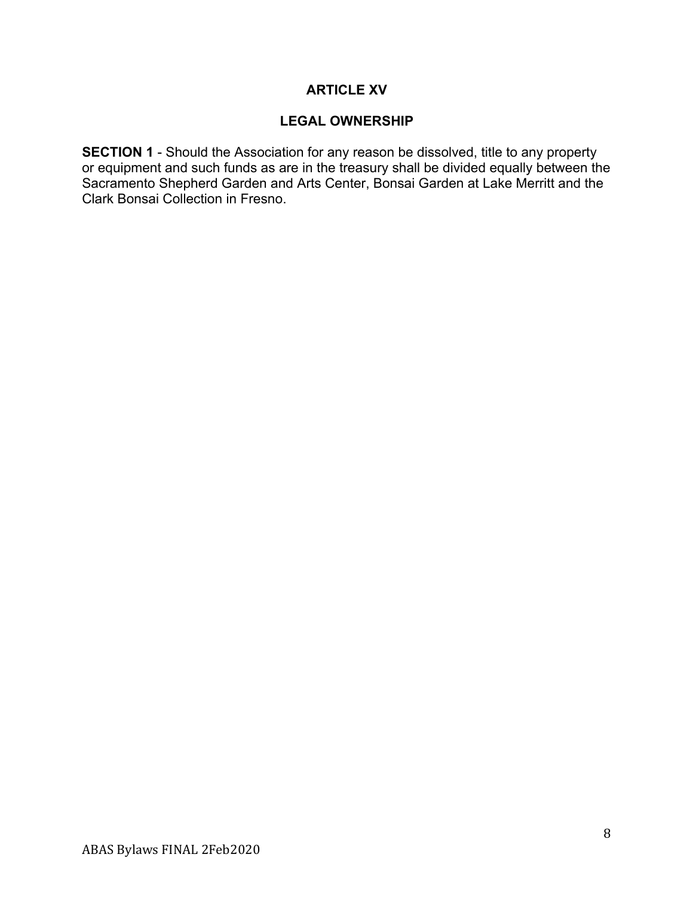## ARTICLE XV

## LEGAL OWNERSHIP

**SECTION 1** - Should the Association for any reason be dissolved, title to any property or equipment and such funds as are in the treasury shall be divided equally between the Sacramento Shepherd Garden and Arts Center, Bonsai Garden at Lake Merritt and the Clark Bonsai Collection in Fresno.